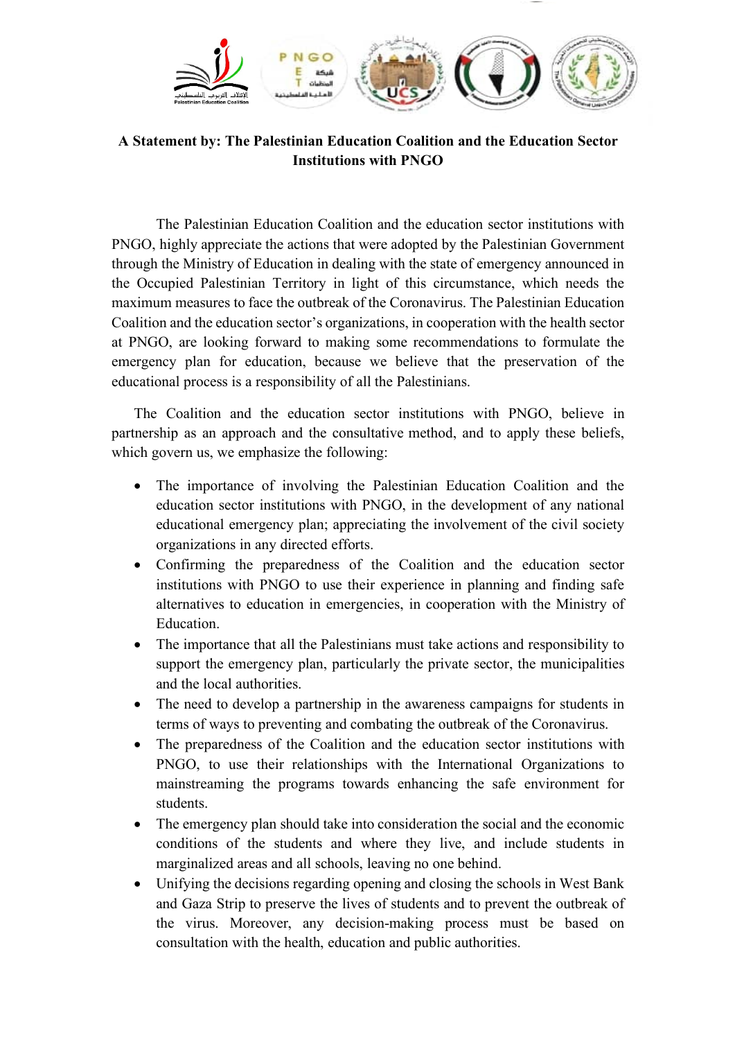**A Statement by: The Palestinian Education Coalition and the Education Sector Institutions with PNGO**

The Palestinian Education Coalition and the education sector institutions with PNGO, highly appreciate the actions that were adopted by the Palestinian Government through the Ministry of Education in dealing with the state of emergency announced in the Occupied Palestinian Territory in light of this circumstance, which needs the maximum measures to face the outbreak of the Coronavirus. The Palestinian Education Coalition and the education sector's organizations, in cooperation with the health sector at PNGO, are looking forward to making some recommendations to formulate the emergency plan for education, because we believe that the preservation of the educational process is a responsibility of all the Palestinians.

The Coalition and the education sector institutions with PNGO, believe in partnership as an approach and the consultative method, and to apply these beliefs, which govern us, we emphasize the following:

- The importance of involving the Palestinian Education Coalition and the education sector institutions with PNGO, in the development of any national educational emergency plan; appreciating the involvement of the civil society organizations in any directed efforts.
- Confirming the preparedness of the Coalition and the education sector institutions with PNGO to use their experience in planning and finding safe alternatives to education in emergencies, in cooperation with the Ministry of Education.
- The importance that all the Palestinians must take actions and responsibility to support the emergency plan, particularly the private sector, the municipalities and the local authorities.
- The need to develop a partnership in the awareness campaigns for students in terms of ways to preventing and combating the outbreak of the Coronavirus.
- The preparedness of the Coalition and the education sector institutions with PNGO, to use their relationships with the International Organizations to mainstreaming the programs towards enhancing the safe environment for students.
- The emergency plan should take into consideration the social and the economic conditions of the students and where they live, and include students in marginalized areas and all schools, leaving no one behind.
- Unifying the decisions regarding opening and closing the schools in West Bank and Gaza Strip to preserve the lives of students and to prevent the outbreak of the virus. Moreover, any decision-making process must be based on consultation with the health, education and public authorities.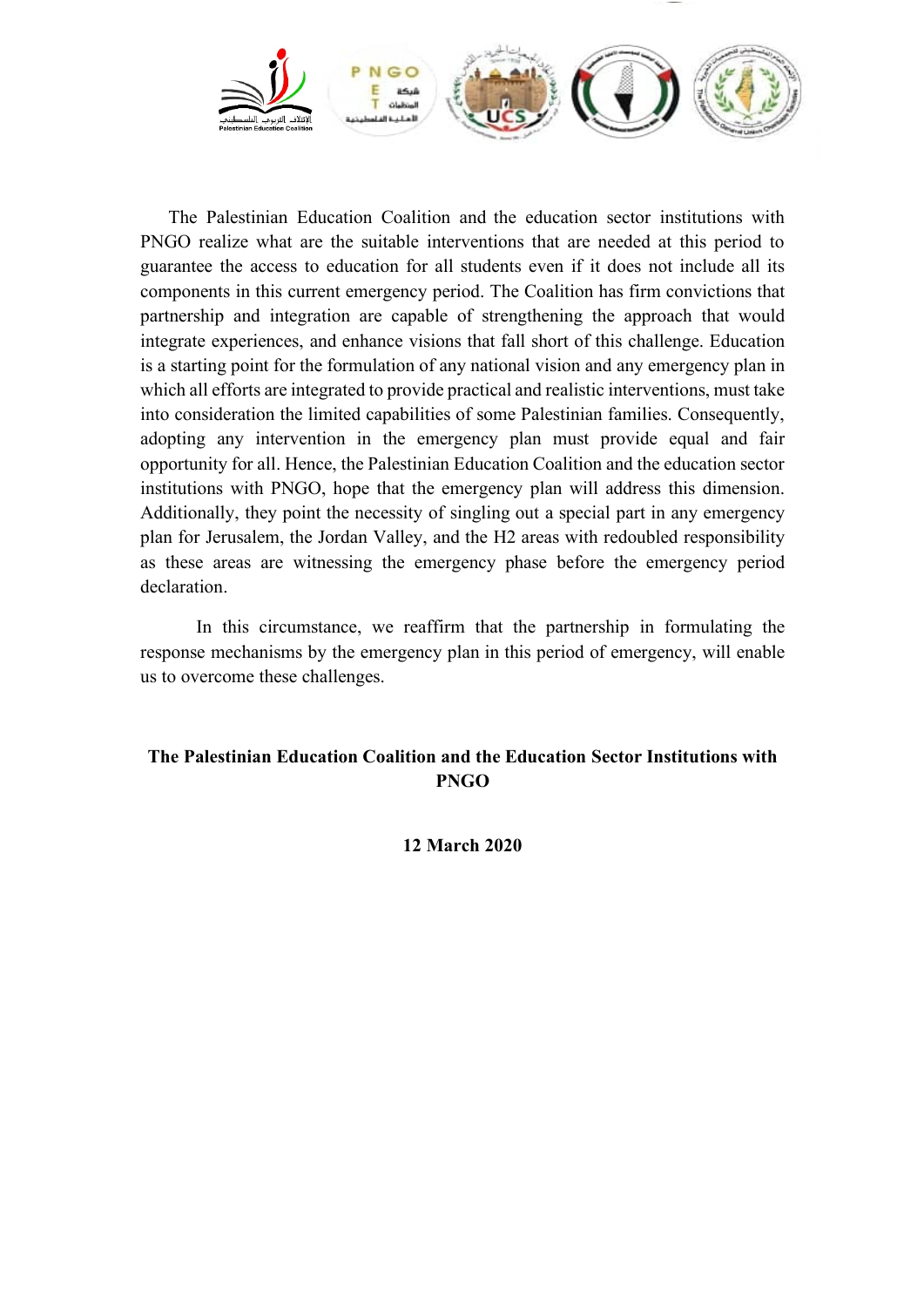The Palestinian Education Coalition and the education sector institutions with PNGO realize what are the suitable interventions that are needed at this period to guarantee the access to education for all students even if it does not include all its components in this current emergency period. The Coalition has firm convictions that partnership and integration are capable of strengthening the approach that would integrate experiences, and enhance visions that fall short of this challenge. Education is a starting point for the formulation of any national vision and any emergency plan in which all efforts are integrated to provide practical and realistic interventions, must take into consideration the limited capabilities of some Palestinian families. Consequently, adopting any intervention in the emergency plan must provide equal and fair opportunity for all. Hence, the Palestinian Education Coalition and the education sector institutions with PNGO, hope that the emergency plan will address this dimension. Additionally, they point the necessity of singling out a special part in any emergency plan for Jerusalem, the Jordan Valley, and the H2 areas with redoubled responsibility as these areas are witnessing the emergency phase before the emergency period declaration.

In this circumstance, we reaffirm that the partnership in formulating the response mechanisms by the emergency plan in this period of emergency, will enable us to overcome these challenges.

**The Palestinian Education Coalition and the Education Sector Institutions with PNGO**

**12 March 2020**